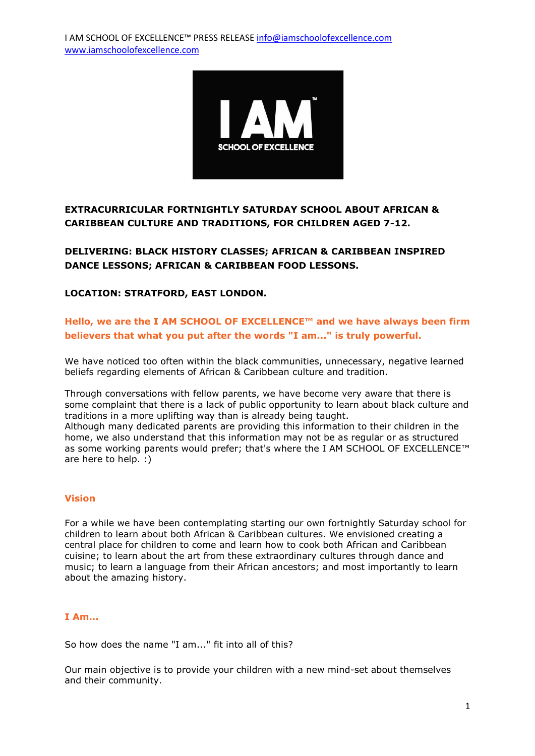I AM SCHOOL OF EXCELLENCE™ PRESS RELEASE info@iamschoolofexcellence.com
www.iamschoolofexcellence.com

I AM™
SCHOOL OF EXCELLENCE

**EXTRACURRICULAR FORTNIGHTLY SATURDAY SCHOOL ABOUT AFRICAN & CARIBBEAN CULTURE AND TRADITIONS, FOR CHILDREN AGED 7-12.**

**DELIVERING: BLACK HISTORY CLASSES; AFRICAN & CARIBBEAN INSPIRED DANCE LESSONS; AFRICAN & CARIBBEAN FOOD LESSONS.**

**LOCATION: STRATFORD, EAST LONDON.**

**Hello, we are the I AM SCHOOL OF EXCELLENCE™ and we have always been firm believers that what you put after the words "I am..." is truly powerful.**

We have noticed too often within the black communities, unnecessary, negative learned beliefs regarding elements of African & Caribbean culture and tradition.

Through conversations with fellow parents, we have become very aware that there is some complaint that there is a lack of public opportunity to learn about black culture and traditions in a more uplifting way than is already being taught.
Although many dedicated parents are providing this information to their children in the home, we also understand that this information may not be as regular or as structured as some working parents would prefer; that's where the I AM SCHOOL OF EXCELLENCE™ are here to help. :)

## Vision

For a while we have been contemplating starting our own fortnightly Saturday school for children to learn about both African & Caribbean cultures. We envisioned creating a central place for children to come and learn how to cook both African and Caribbean cuisine; to learn about the art from these extraordinary cultures through dance and music; to learn a language from their African ancestors; and most importantly to learn about the amazing history.

## I Am...

So how does the name "I am..." fit into all of this?

Our main objective is to provide your children with a new mind-set about themselves and their community.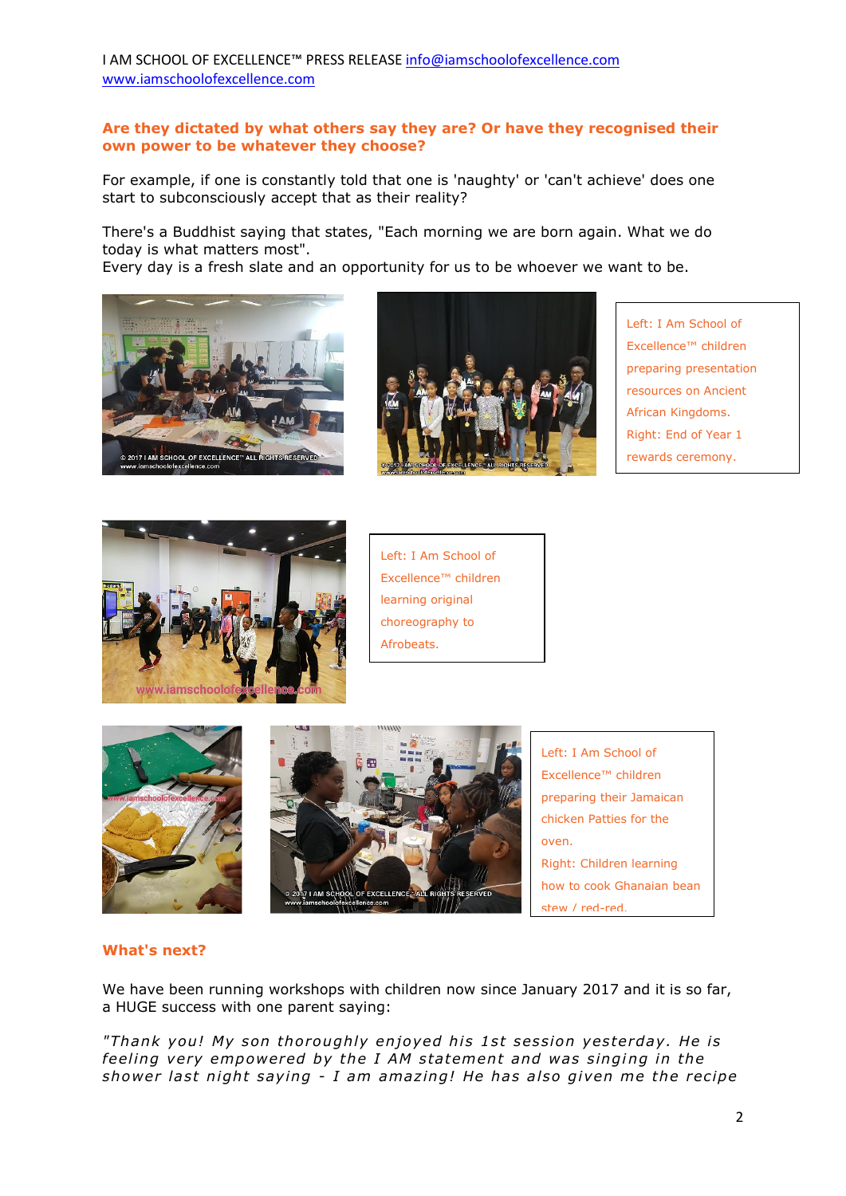**Are they dictated by what others say they are? Or have they recognised their own power to be whatever they choose?**

For example, if one is constantly told that one is 'naughty' or 'can't achieve' does one start to subconsciously accept that as their reality?

There's a Buddhist saying that states, "Each morning we are born again. What we do today is what matters most".
Every day is a fresh slate and an opportunity for us to be whoever we want to be.

Left: I Am School of Excellence™ children preparing presentation resources on Ancient African Kingdoms.
Right: End of Year 1 rewards ceremony.

Left: I Am School of Excellence™ children learning original choreography to Afrobeats.

Left: I Am School of Excellence™ children preparing their Jamaican chicken Patties for the oven.
Right: Children learning how to cook Ghanaian bean stew / red-red.

## What's next?

We have been running workshops with children now since January 2017 and it is so far, a HUGE success with one parent saying:

*"Thank you! My son thoroughly enjoyed his 1st session yesterday. He is feeling very empowered by the I AM statement and was singing in the shower last night saying - I am amazing! He has also given me the recipe*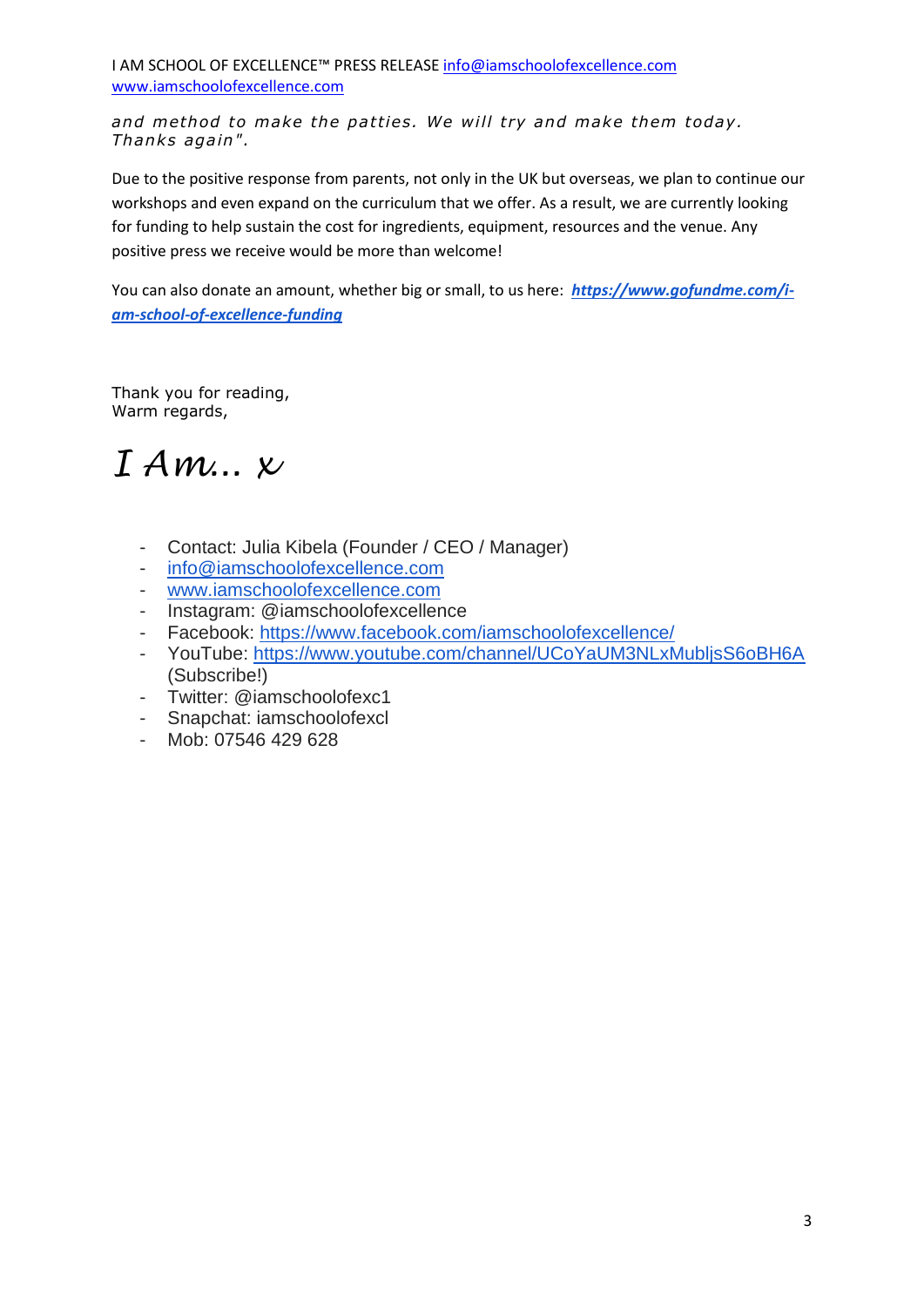*and method to make the patties. We will try and make them today. Thanks again".*

Due to the positive response from parents, not only in the UK but overseas, we plan to continue our workshops and even expand on the curriculum that we offer. As a result, we are currently looking for funding to help sustain the cost for ingredients, equipment, resources and the venue. Any positive press we receive would be more than welcome!

You can also donate an amount, whether big or small, to us here: ***https://www.gofundme.com/i-am-school-of-excellence-funding***

Thank you for reading,
Warm regards,

*I Am... x*

- Contact: Julia Kibela (Founder / CEO / Manager)
- info@iamschoolofexcellence.com
- www.iamschoolofexcellence.com
- Instagram: @iamschoolofexcellence
- Facebook: https://www.facebook.com/iamschoolofexcellence/
- YouTube: https://www.youtube.com/channel/UCoYaUM3NLxMubljsS6oBH6A (Subscribe!)
- Twitter: @iamschoolofexc1
- Snapchat: iamschoolofexcl
- Mob: 07546 429 628